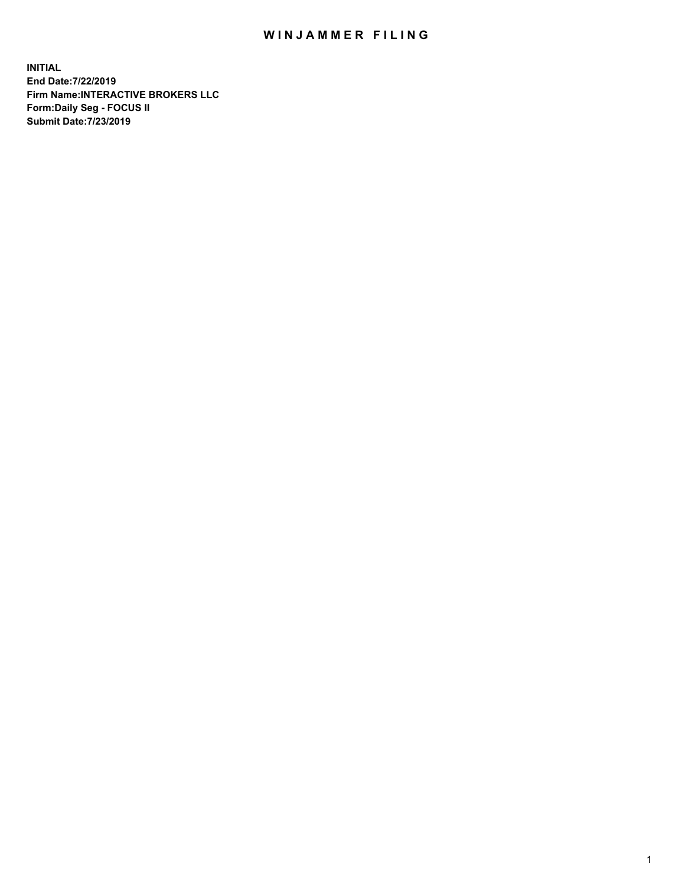# WINJAMMER FILING

**INITIAL**
**End Date:7/22/2019**
**Firm Name:INTERACTIVE BROKERS LLC**
**Form:Daily Seg - FOCUS II**
**Submit Date:7/23/2019**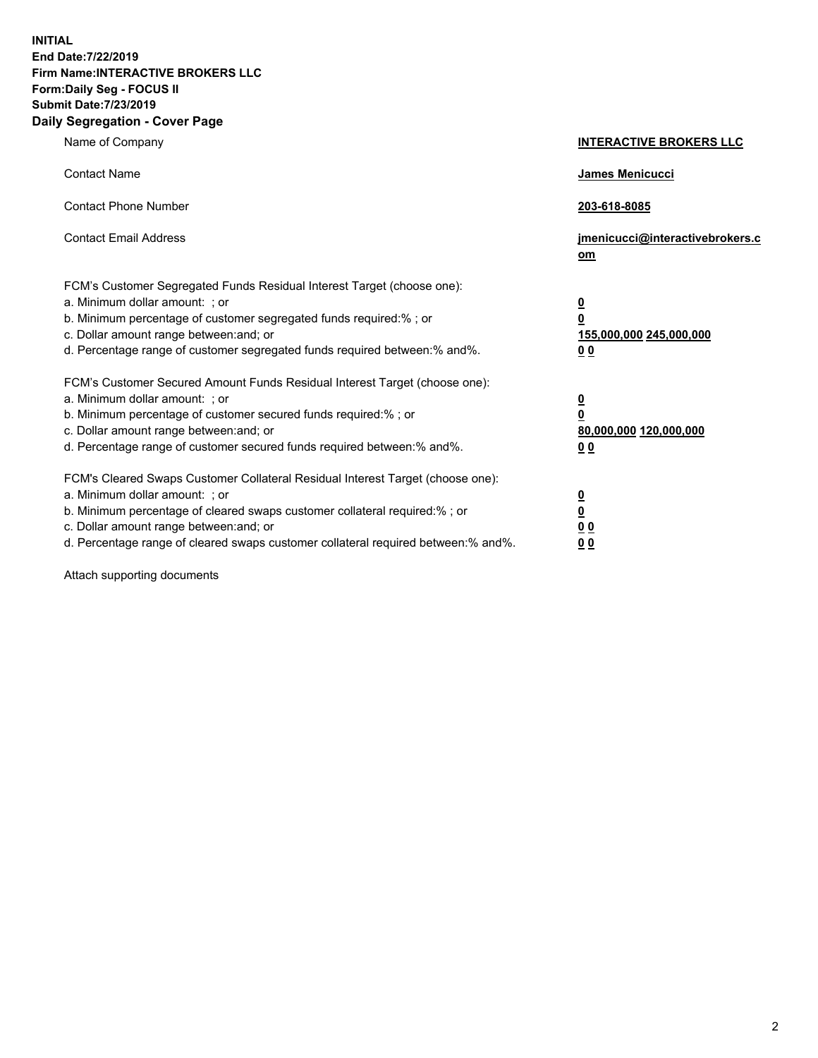**INITIAL**
**End Date:7/22/2019**
**Firm Name:INTERACTIVE BROKERS LLC**
**Form:Daily Seg - FOCUS II**
**Submit Date:7/23/2019**

## Daily Segregation - Cover Page

| | |
|---|---|
| Name of Company | **INTERACTIVE BROKERS LLC** |
| Contact Name | **James Menicucci** |
| Contact Phone Number | **203-618-8085** |
| Contact Email Address | **jmenicucci@interactivebrokers.com** |

FCM's Customer Segregated Funds Residual Interest Target (choose one):

| | |
|---|---|
| a. Minimum dollar amount: ; or | **0** |
| b. Minimum percentage of customer segregated funds required:% ; or | **0** |
| c. Dollar amount range between:and; or | **155,000,000 245,000,000** |
| d. Percentage range of customer segregated funds required between:% and%. | **0 0** |

FCM's Customer Secured Amount Funds Residual Interest Target (choose one):

| | |
|---|---|
| a. Minimum dollar amount: ; or | **0** |
| b. Minimum percentage of customer secured funds required:% ; or | **0** |
| c. Dollar amount range between:and; or | **80,000,000 120,000,000** |
| d. Percentage range of customer secured funds required between:% and%. | **0 0** |

FCM's Cleared Swaps Customer Collateral Residual Interest Target (choose one):

| | |
|---|---|
| a. Minimum dollar amount: ; or | **0** |
| b. Minimum percentage of cleared swaps customer collateral required:% ; or | **0** |
| c. Dollar amount range between:and; or | **0 0** |
| d. Percentage range of cleared swaps customer collateral required between:% and%. | **0 0** |

Attach supporting documents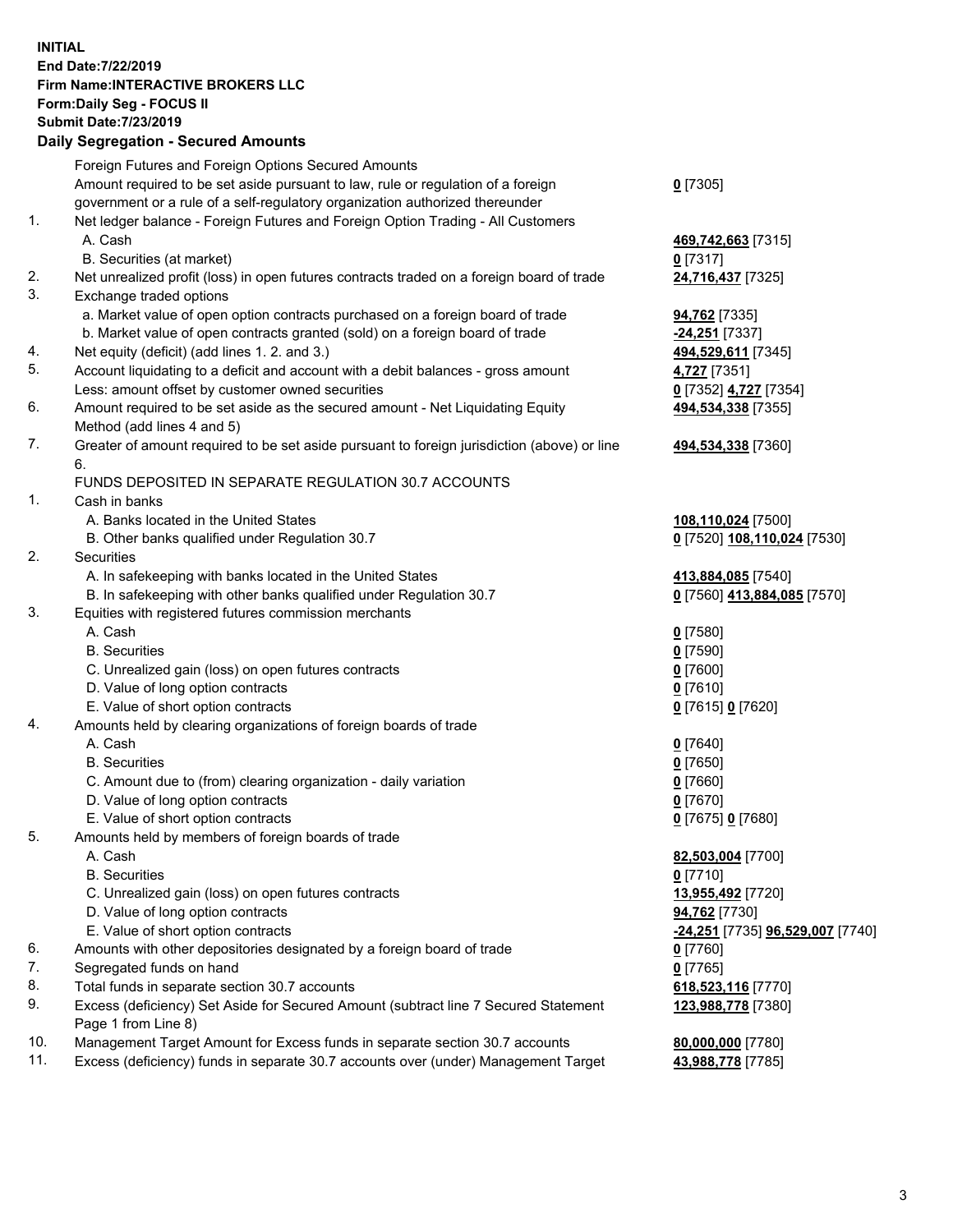**INITIAL**
**End Date:7/22/2019**
**Firm Name:INTERACTIVE BROKERS LLC**
**Form:Daily Seg - FOCUS II**
**Submit Date:7/23/2019**

## Daily Segregation - Secured Amounts

| | | |
|---|---|---|
| | Foreign Futures and Foreign Options Secured Amounts | |
| | Amount required to be set aside pursuant to law, rule or regulation of a foreign government or a rule of a self-regulatory organization authorized thereunder | **0** [7305] |
| 1. | Net ledger balance - Foreign Futures and Foreign Option Trading - All Customers | |
| | A. Cash | **469,742,663** [7315] |
| | B. Securities (at market) | **0** [7317] |
| 2. | Net unrealized profit (loss) in open futures contracts traded on a foreign board of trade | **24,716,437** [7325] |
| 3. | Exchange traded options | |
| | a. Market value of open option contracts purchased on a foreign board of trade | **94,762** [7335] |
| | b. Market value of open contracts granted (sold) on a foreign board of trade | **-24,251** [7337] |
| 4. | Net equity (deficit) (add lines 1. 2. and 3.) | **494,529,611** [7345] |
| 5. | Account liquidating to a deficit and account with a debit balances - gross amount | **4,727** [7351] |
| | Less: amount offset by customer owned securities | **0** [7352] **4,727** [7354] |
| 6. | Amount required to be set aside as the secured amount - Net Liquidating Equity Method (add lines 4 and 5) | **494,534,338** [7355] |
| 7. | Greater of amount required to be set aside pursuant to foreign jurisdiction (above) or line 6. | **494,534,338** [7360] |
| | FUNDS DEPOSITED IN SEPARATE REGULATION 30.7 ACCOUNTS | |
| 1. | Cash in banks | |
| | A. Banks located in the United States | **108,110,024** [7500] |
| | B. Other banks qualified under Regulation 30.7 | **0** [7520] **108,110,024** [7530] |
| 2. | Securities | |
| | A. In safekeeping with banks located in the United States | **413,884,085** [7540] |
| | B. In safekeeping with other banks qualified under Regulation 30.7 | **0** [7560] **413,884,085** [7570] |
| 3. | Equities with registered futures commission merchants | |
| | A. Cash | **0** [7580] |
| | B. Securities | **0** [7590] |
| | C. Unrealized gain (loss) on open futures contracts | **0** [7600] |
| | D. Value of long option contracts | **0** [7610] |
| | E. Value of short option contracts | **0** [7615] **0** [7620] |
| 4. | Amounts held by clearing organizations of foreign boards of trade | |
| | A. Cash | **0** [7640] |
| | B. Securities | **0** [7650] |
| | C. Amount due to (from) clearing organization - daily variation | **0** [7660] |
| | D. Value of long option contracts | **0** [7670] |
| | E. Value of short option contracts | **0** [7675] **0** [7680] |
| 5. | Amounts held by members of foreign boards of trade | |
| | A. Cash | **82,503,004** [7700] |
| | B. Securities | **0** [7710] |
| | C. Unrealized gain (loss) on open futures contracts | **13,955,492** [7720] |
| | D. Value of long option contracts | **94,762** [7730] |
| | E. Value of short option contracts | **-24,251** [7735] **96,529,007** [7740] |
| 6. | Amounts with other depositories designated by a foreign board of trade | **0** [7760] |
| 7. | Segregated funds on hand | **0** [7765] |
| 8. | Total funds in separate section 30.7 accounts | **618,523,116** [7770] |
| 9. | Excess (deficiency) Set Aside for Secured Amount (subtract line 7 Secured Statement Page 1 from Line 8) | **123,988,778** [7380] |
| 10. | Management Target Amount for Excess funds in separate section 30.7 accounts | **80,000,000** [7780] |
| 11. | Excess (deficiency) funds in separate 30.7 accounts over (under) Management Target | **43,988,778** [7785] |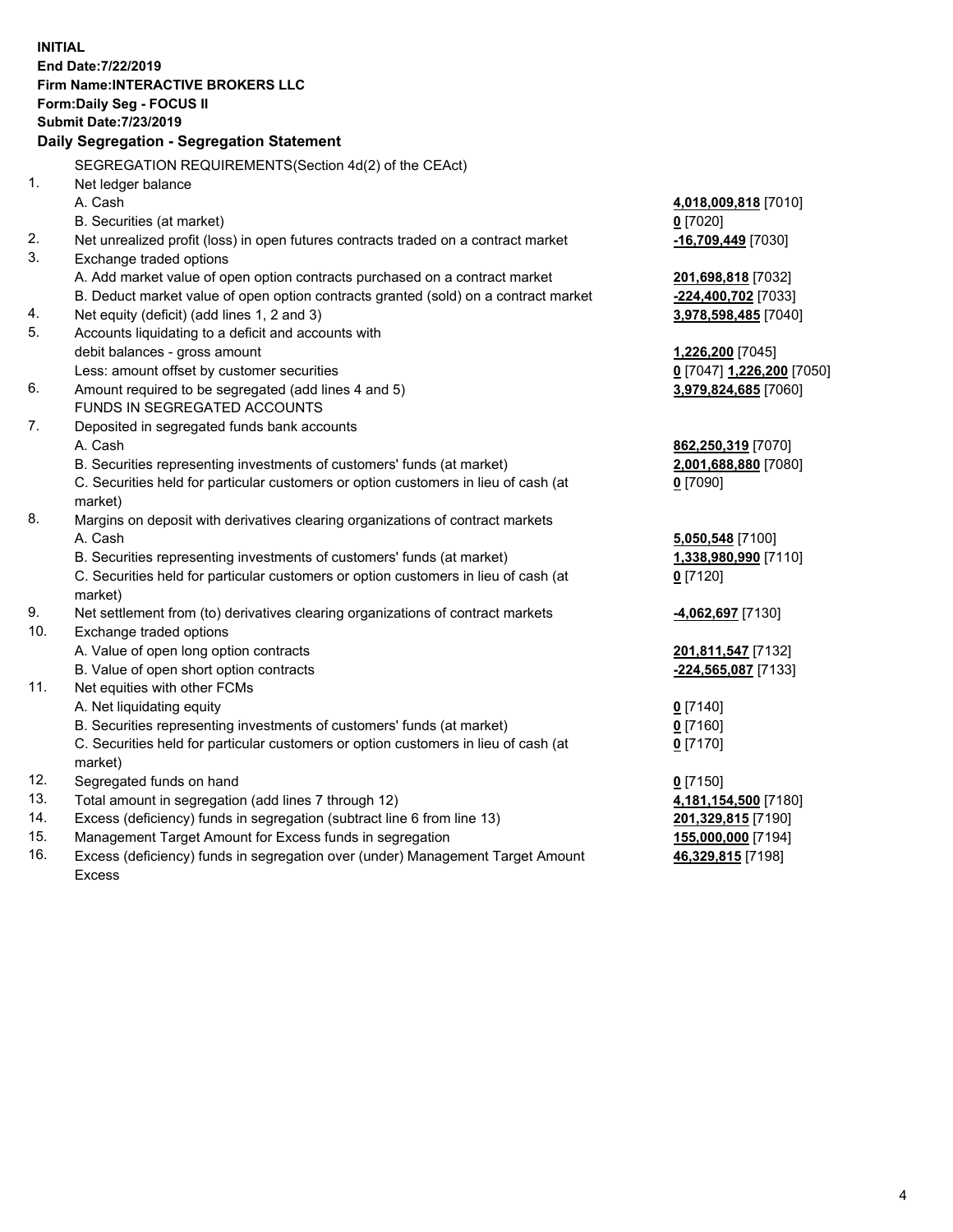**INITIAL**
**End Date:7/22/2019**
**Firm Name:INTERACTIVE BROKERS LLC**
**Form:Daily Seg - FOCUS II**
**Submit Date:7/23/2019**

**Daily Segregation - Segregation Statement**

| | SEGREGATION REQUIREMENTS(Section 4d(2) of the CEAct) | |
|---|---|---|
| 1. | Net ledger balance | |
| | A. Cash | **4,018,009,818** [7010] |
| | B. Securities (at market) | **0** [7020] |
| 2. | Net unrealized profit (loss) in open futures contracts traded on a contract market | **-16,709,449** [7030] |
| 3. | Exchange traded options | |
| | A. Add market value of open option contracts purchased on a contract market | **201,698,818** [7032] |
| | B. Deduct market value of open option contracts granted (sold) on a contract market | **-224,400,702** [7033] |
| 4. | Net equity (deficit) (add lines 1, 2 and 3) | **3,978,598,485** [7040] |
| 5. | Accounts liquidating to a deficit and accounts with | |
| | debit balances - gross amount | **1,226,200** [7045] |
| | Less: amount offset by customer securities | **0** [7047] **1,226,200** [7050] |
| 6. | Amount required to be segregated (add lines 4 and 5) | **3,979,824,685** [7060] |
| | FUNDS IN SEGREGATED ACCOUNTS | |
| 7. | Deposited in segregated funds bank accounts | |
| | A. Cash | **862,250,319** [7070] |
| | B. Securities representing investments of customers' funds (at market) | **2,001,688,880** [7080] |
| | C. Securities held for particular customers or option customers in lieu of cash (at market) | **0** [7090] |
| 8. | Margins on deposit with derivatives clearing organizations of contract markets | |
| | A. Cash | **5,050,548** [7100] |
| | B. Securities representing investments of customers' funds (at market) | **1,338,980,990** [7110] |
| | C. Securities held for particular customers or option customers in lieu of cash (at market) | **0** [7120] |
| 9. | Net settlement from (to) derivatives clearing organizations of contract markets | **-4,062,697** [7130] |
| 10. | Exchange traded options | |
| | A. Value of open long option contracts | **201,811,547** [7132] |
| | B. Value of open short option contracts | **-224,565,087** [7133] |
| 11. | Net equities with other FCMs | |
| | A. Net liquidating equity | **0** [7140] |
| | B. Securities representing investments of customers' funds (at market) | **0** [7160] |
| | C. Securities held for particular customers or option customers in lieu of cash (at market) | **0** [7170] |
| 12. | Segregated funds on hand | **0** [7150] |
| 13. | Total amount in segregation (add lines 7 through 12) | **4,181,154,500** [7180] |
| 14. | Excess (deficiency) funds in segregation (subtract line 6 from line 13) | **201,329,815** [7190] |
| 15. | Management Target Amount for Excess funds in segregation | **155,000,000** [7194] |
| 16. | Excess (deficiency) funds in segregation over (under) Management Target Amount Excess | **46,329,815** [7198] |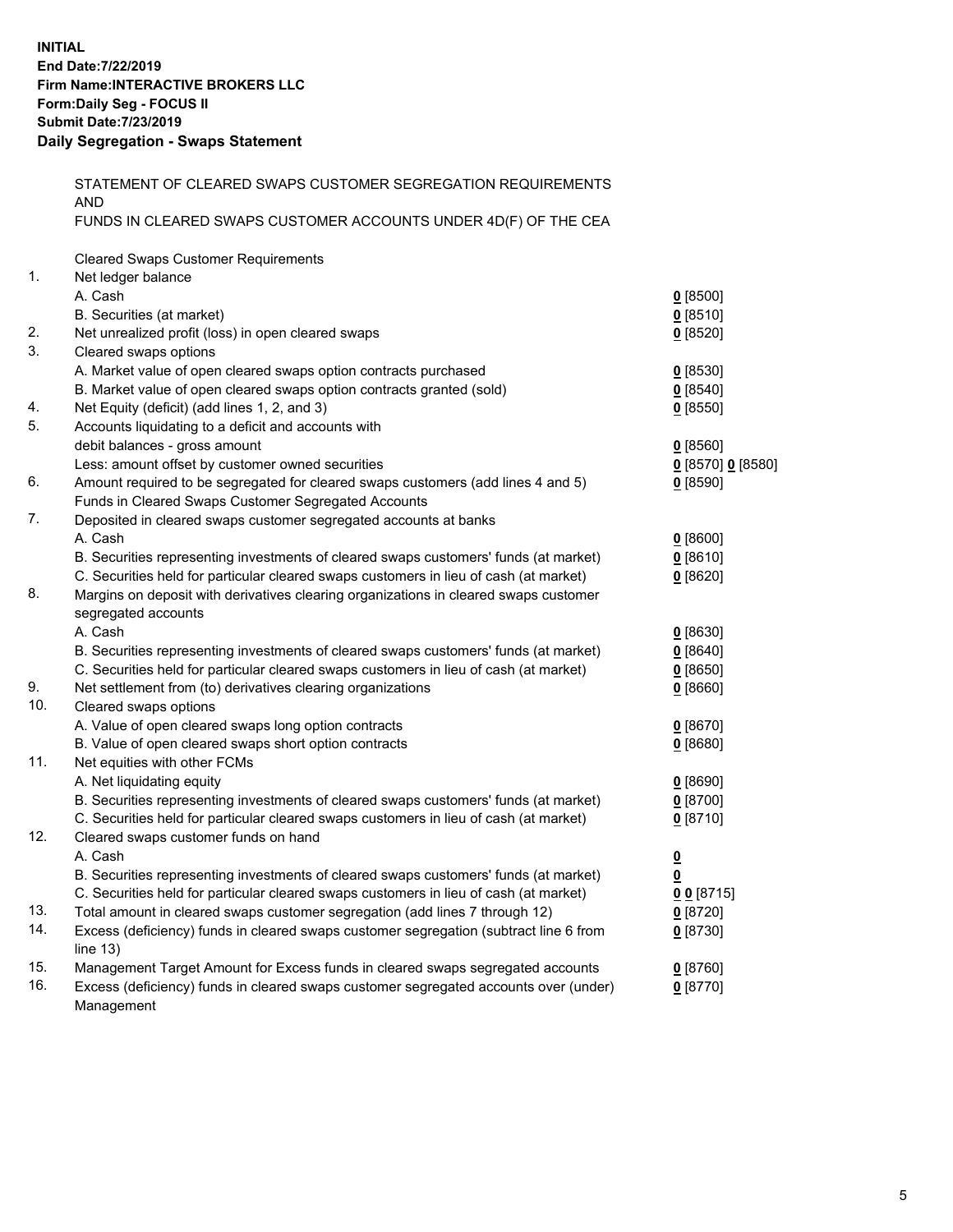**INITIAL**
**End Date:7/22/2019**
**Firm Name:INTERACTIVE BROKERS LLC**
**Form:Daily Seg - FOCUS II**
**Submit Date:7/23/2019**
**Daily Segregation - Swaps Statement**

STATEMENT OF CLEARED SWAPS CUSTOMER SEGREGATION REQUIREMENTS AND FUNDS IN CLEARED SWAPS CUSTOMER ACCOUNTS UNDER 4D(F) OF THE CEA

| | | |
|---|---|---|
| | Cleared Swaps Customer Requirements | |
| 1. | Net ledger balance | |
| | A. Cash | 0 [8500] |
| | B. Securities (at market) | 0 [8510] |
| 2. | Net unrealized profit (loss) in open cleared swaps | 0 [8520] |
| 3. | Cleared swaps options | |
| | A. Market value of open cleared swaps option contracts purchased | 0 [8530] |
| | B. Market value of open cleared swaps option contracts granted (sold) | 0 [8540] |
| 4. | Net Equity (deficit) (add lines 1, 2, and 3) | 0 [8550] |
| 5. | Accounts liquidating to a deficit and accounts with debit balances - gross amount | 0 [8560] |
| | Less: amount offset by customer owned securities | 0 [8570] 0 [8580] |
| 6. | Amount required to be segregated for cleared swaps customers (add lines 4 and 5) | 0 [8590] |
| | Funds in Cleared Swaps Customer Segregated Accounts | |
| 7. | Deposited in cleared swaps customer segregated accounts at banks | |
| | A. Cash | 0 [8600] |
| | B. Securities representing investments of cleared swaps customers' funds (at market) | 0 [8610] |
| | C. Securities held for particular cleared swaps customers in lieu of cash (at market) | 0 [8620] |
| 8. | Margins on deposit with derivatives clearing organizations in cleared swaps customer segregated accounts | |
| | A. Cash | 0 [8630] |
| | B. Securities representing investments of cleared swaps customers' funds (at market) | 0 [8640] |
| | C. Securities held for particular cleared swaps customers in lieu of cash (at market) | 0 [8650] |
| 9. | Net settlement from (to) derivatives clearing organizations | 0 [8660] |
| 10. | Cleared swaps options | |
| | A. Value of open cleared swaps long option contracts | 0 [8670] |
| | B. Value of open cleared swaps short option contracts | 0 [8680] |
| 11. | Net equities with other FCMs | |
| | A. Net liquidating equity | 0 [8690] |
| | B. Securities representing investments of cleared swaps customers' funds (at market) | 0 [8700] |
| | C. Securities held for particular cleared swaps customers in lieu of cash (at market) | 0 [8710] |
| 12. | Cleared swaps customer funds on hand | |
| | A. Cash | 0 |
| | B. Securities representing investments of cleared swaps customers' funds (at market) | 0 |
| | C. Securities held for particular cleared swaps customers in lieu of cash (at market) | 0 0 [8715] |
| 13. | Total amount in cleared swaps customer segregation (add lines 7 through 12) | 0 [8720] |
| 14. | Excess (deficiency) funds in cleared swaps customer segregation (subtract line 6 from line 13) | 0 [8730] |
| 15. | Management Target Amount for Excess funds in cleared swaps segregated accounts | 0 [8760] |
| 16. | Excess (deficiency) funds in cleared swaps customer segregated accounts over (under) Management | 0 [8770] |